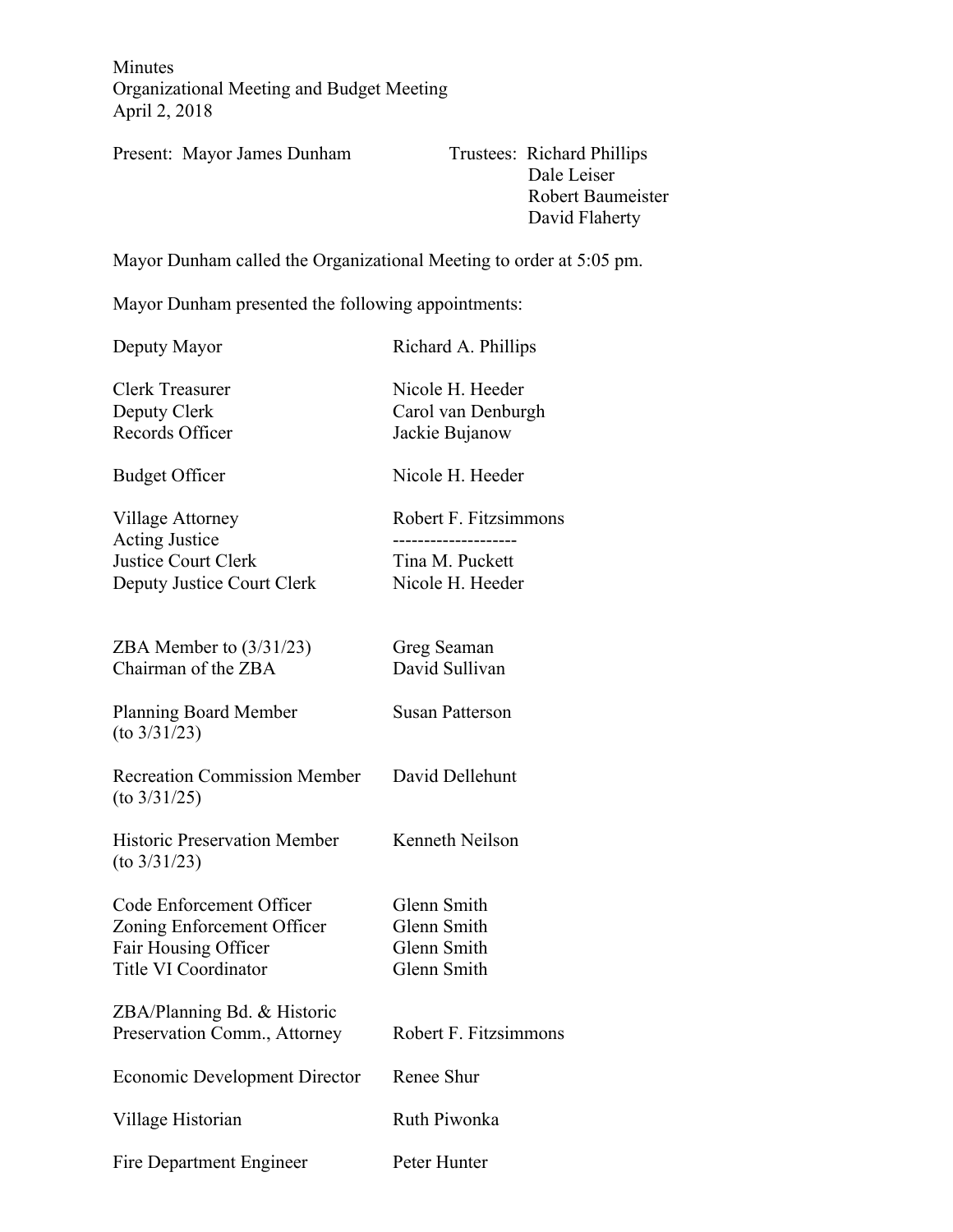Minutes
Organizational Meeting and Budget Meeting
April 2, 2018

Present: Mayor James Dunham

Trustees: Richard Phillips
Dale Leiser
Robert Baumeister
David Flaherty

Mayor Dunham called the Organizational Meeting to order at 5:05 pm.

Mayor Dunham presented the following appointments:

| | |
|---|---|
| Deputy Mayor | Richard A. Phillips |
| Clerk Treasurer | Nicole H. Heeder |
| Deputy Clerk | Carol van Denburgh |
| Records Officer | Jackie Bujanow |
| Budget Officer | Nicole H. Heeder |
| Village Attorney | Robert F. Fitzsimmons |
| Acting Justice | -------------------- |
| Justice Court Clerk | Tina M. Puckett |
| Deputy Justice Court Clerk | Nicole H. Heeder |
| ZBA Member to (3/31/23) | Greg Seaman |
| Chairman of the ZBA | David Sullivan |
| Planning Board Member (to 3/31/23) | Susan Patterson |
| Recreation Commission Member (to 3/31/25) | David Dellehunt |
| Historic Preservation Member (to 3/31/23) | Kenneth Neilson |
| Code Enforcement Officer | Glenn Smith |
| Zoning Enforcement Officer | Glenn Smith |
| Fair Housing Officer | Glenn Smith |
| Title VI Coordinator | Glenn Smith |
| ZBA/Planning Bd. & Historic Preservation Comm., Attorney | Robert F. Fitzsimmons |
| Economic Development Director | Renee Shur |
| Village Historian | Ruth Piwonka |
| Fire Department Engineer | Peter Hunter |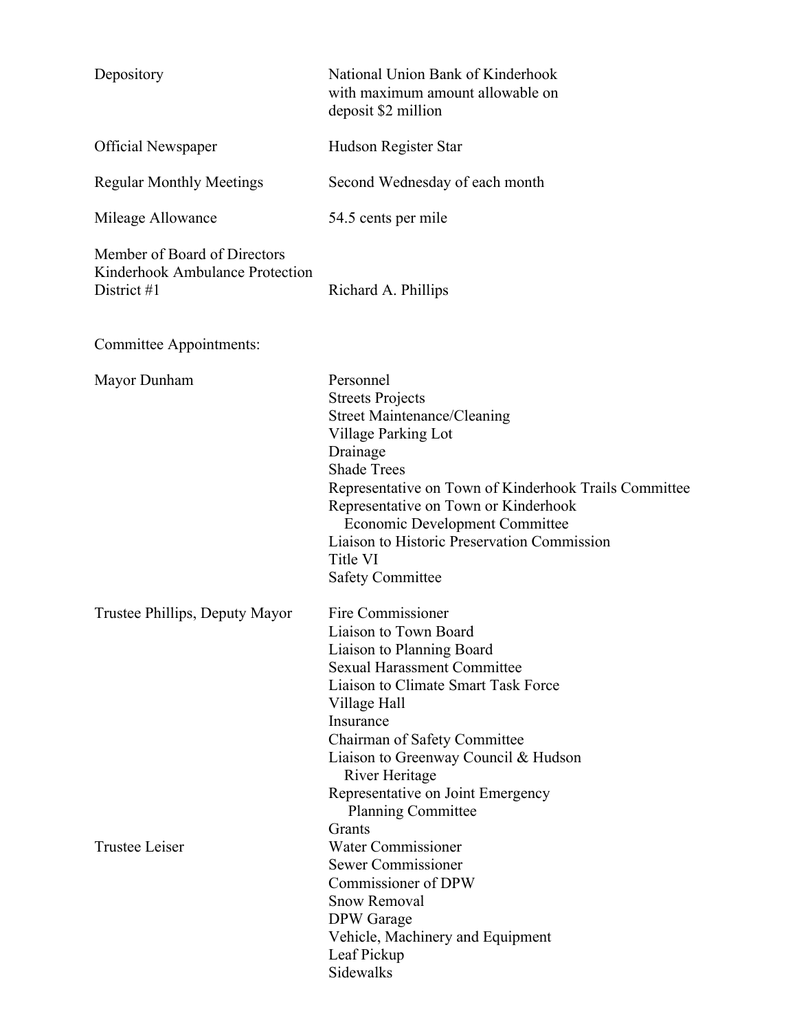| | |
|---|---|
| Depository | National Union Bank of Kinderhook with maximum amount allowable on deposit $2 million |
| Official Newspaper | Hudson Register Star |
| Regular Monthly Meetings | Second Wednesday of each month |
| Mileage Allowance | 54.5 cents per mile |
| Member of Board of Directors Kinderhook Ambulance Protection District #1 | Richard A. Phillips |

Committee Appointments:

| | |
|---|---|
| Mayor Dunham | Personnel<br>Streets Projects<br>Street Maintenance/Cleaning<br>Village Parking Lot<br>Drainage<br>Shade Trees<br>Representative on Town of Kinderhook Trails Committee<br>Representative on Town or Kinderhook Economic Development Committee<br>Liaison to Historic Preservation Commission<br>Title VI<br>Safety Committee |
| Trustee Phillips, Deputy Mayor | Fire Commissioner<br>Liaison to Town Board<br>Liaison to Planning Board<br>Sexual Harassment Committee<br>Liaison to Climate Smart Task Force<br>Village Hall<br>Insurance<br>Chairman of Safety Committee<br>Liaison to Greenway Council & Hudson River Heritage<br>Representative on Joint Emergency Planning Committee<br>Grants |
| Trustee Leiser | Water Commissioner<br>Sewer Commissioner<br>Commissioner of DPW<br>Snow Removal<br>DPW Garage<br>Vehicle, Machinery and Equipment<br>Leaf Pickup<br>Sidewalks |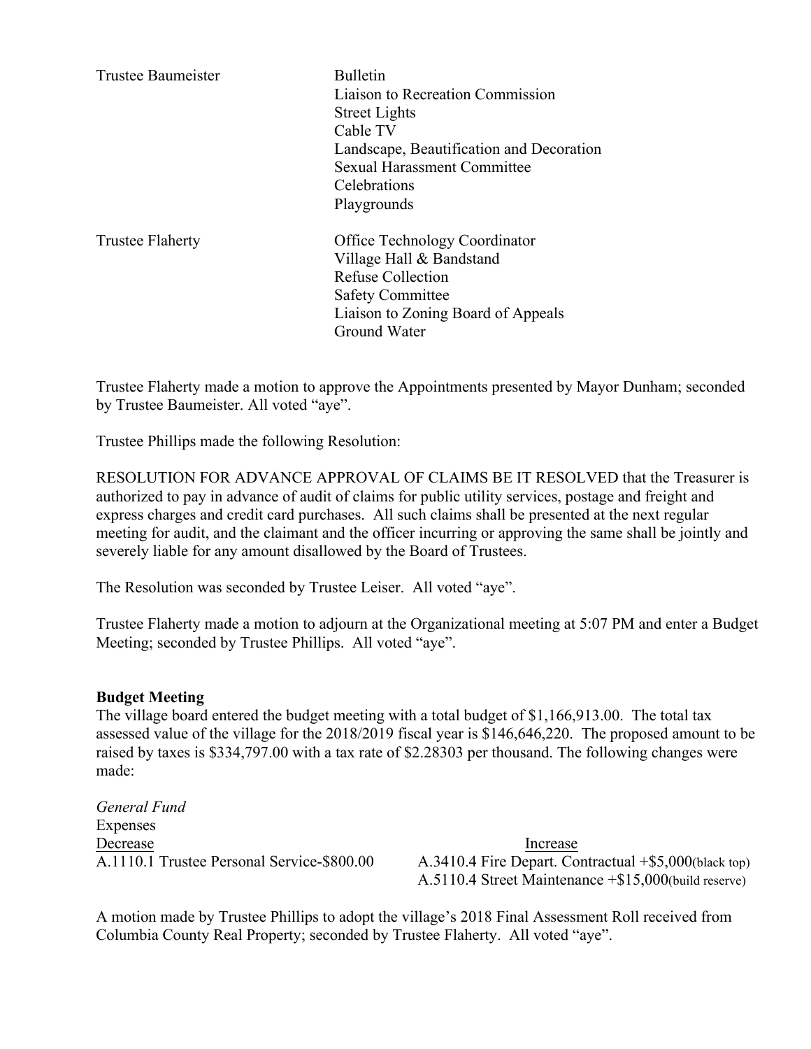| | |
|---|---|
| Trustee Baumeister | Bulletin<br>Liaison to Recreation Commission<br>Street Lights<br>Cable TV<br>Landscape, Beautification and Decoration<br>Sexual Harassment Committee<br>Celebrations<br>Playgrounds |
| Trustee Flaherty | Office Technology Coordinator<br>Village Hall & Bandstand<br>Refuse Collection<br>Safety Committee<br>Liaison to Zoning Board of Appeals<br>Ground Water |

Trustee Flaherty made a motion to approve the Appointments presented by Mayor Dunham; seconded by Trustee Baumeister. All voted "aye".

Trustee Phillips made the following Resolution:

RESOLUTION FOR ADVANCE APPROVAL OF CLAIMS BE IT RESOLVED that the Treasurer is authorized to pay in advance of audit of claims for public utility services, postage and freight and express charges and credit card purchases. All such claims shall be presented at the next regular meeting for audit, and the claimant and the officer incurring or approving the same shall be jointly and severely liable for any amount disallowed by the Board of Trustees.

The Resolution was seconded by Trustee Leiser. All voted "aye".

Trustee Flaherty made a motion to adjourn at the Organizational meeting at 5:07 PM and enter a Budget Meeting; seconded by Trustee Phillips. All voted "aye".

**Budget Meeting**

The village board entered the budget meeting with a total budget of $1,166,913.00. The total tax assessed value of the village for the 2018/2019 fiscal year is $146,646,220. The proposed amount to be raised by taxes is $334,797.00 with a tax rate of $2.28303 per thousand. The following changes were made:

*General Fund*

Expenses

| Decrease | Increase |
|---|---|
| A.1110.1 Trustee Personal Service-$800.00 | A.3410.4 Fire Depart. Contractual +$5,000(black top) |
| | A.5110.4 Street Maintenance +$15,000(build reserve) |

A motion made by Trustee Phillips to adopt the village's 2018 Final Assessment Roll received from Columbia County Real Property; seconded by Trustee Flaherty. All voted "aye".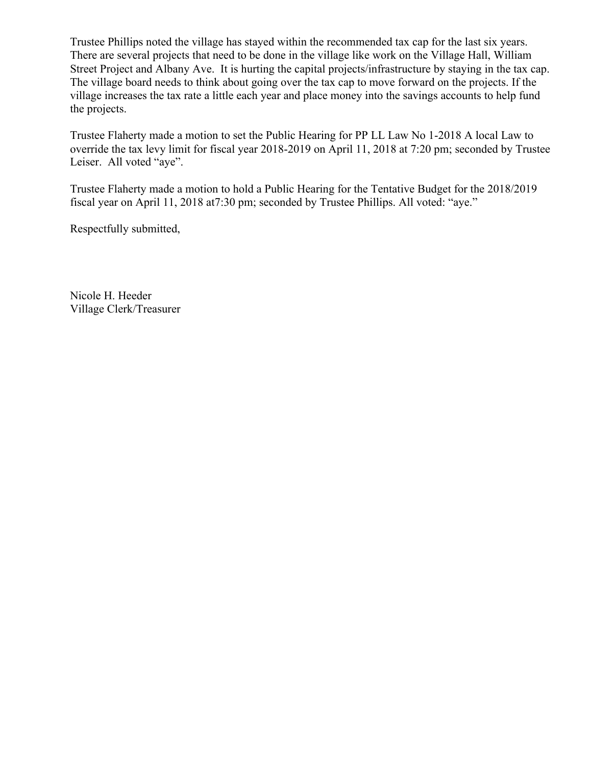Trustee Phillips noted the village has stayed within the recommended tax cap for the last six years. There are several projects that need to be done in the village like work on the Village Hall, William Street Project and Albany Ave.  It is hurting the capital projects/infrastructure by staying in the tax cap. The village board needs to think about going over the tax cap to move forward on the projects. If the village increases the tax rate a little each year and place money into the savings accounts to help fund the projects.

Trustee Flaherty made a motion to set the Public Hearing for PP LL Law No 1-2018 A local Law to override the tax levy limit for fiscal year 2018-2019 on April 11, 2018 at 7:20 pm; seconded by Trustee Leiser.  All voted "aye".

Trustee Flaherty made a motion to hold a Public Hearing for the Tentative Budget for the 2018/2019 fiscal year on April 11, 2018 at7:30 pm; seconded by Trustee Phillips. All voted: "aye."

Respectfully submitted,

Nicole H. Heeder  
Village Clerk/Treasurer